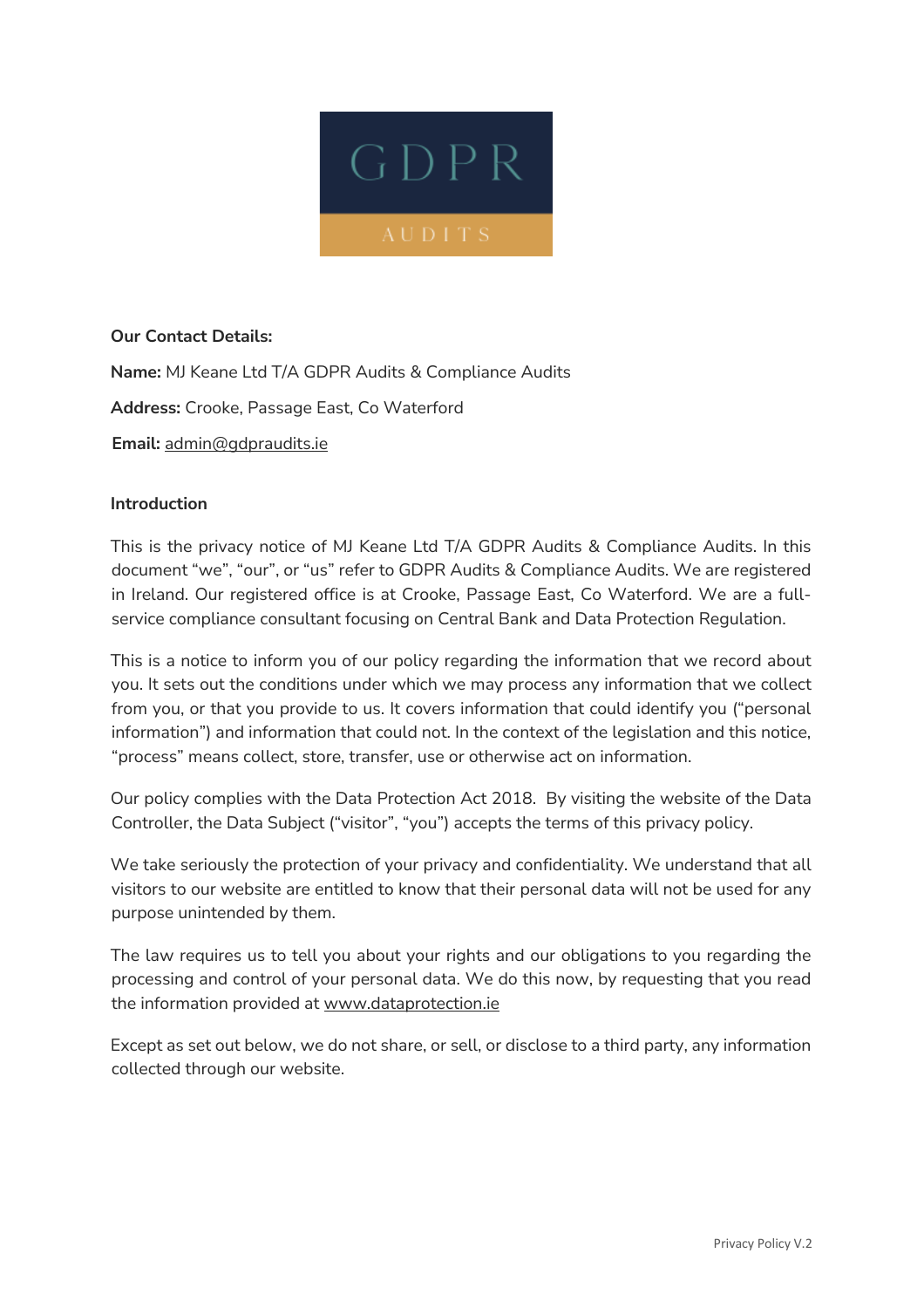GDPR

AUDITS

**Our Contact Details:**

**Name:** MJ Keane Ltd T/A GDPR Audits & Compliance Audits

**Address:** Crooke, Passage East, Co Waterford

**Email:** admin@gdpraudits.ie

**Introduction**

This is the privacy notice of MJ Keane Ltd T/A GDPR Audits & Compliance Audits. In this document "we", "our", or "us" refer to GDPR Audits & Compliance Audits. We are registered in Ireland. Our registered office is at Crooke, Passage East, Co Waterford. We are a full-service compliance consultant focusing on Central Bank and Data Protection Regulation.

This is a notice to inform you of our policy regarding the information that we record about you. It sets out the conditions under which we may process any information that we collect from you, or that you provide to us. It covers information that could identify you ("personal information") and information that could not. In the context of the legislation and this notice, "process" means collect, store, transfer, use or otherwise act on information.

Our policy complies with the Data Protection Act 2018. By visiting the website of the Data Controller, the Data Subject ("visitor", "you") accepts the terms of this privacy policy.

We take seriously the protection of your privacy and confidentiality. We understand that all visitors to our website are entitled to know that their personal data will not be used for any purpose unintended by them.

The law requires us to tell you about your rights and our obligations to you regarding the processing and control of your personal data. We do this now, by requesting that you read the information provided at www.dataprotection.ie

Except as set out below, we do not share, or sell, or disclose to a third party, any information collected through our website.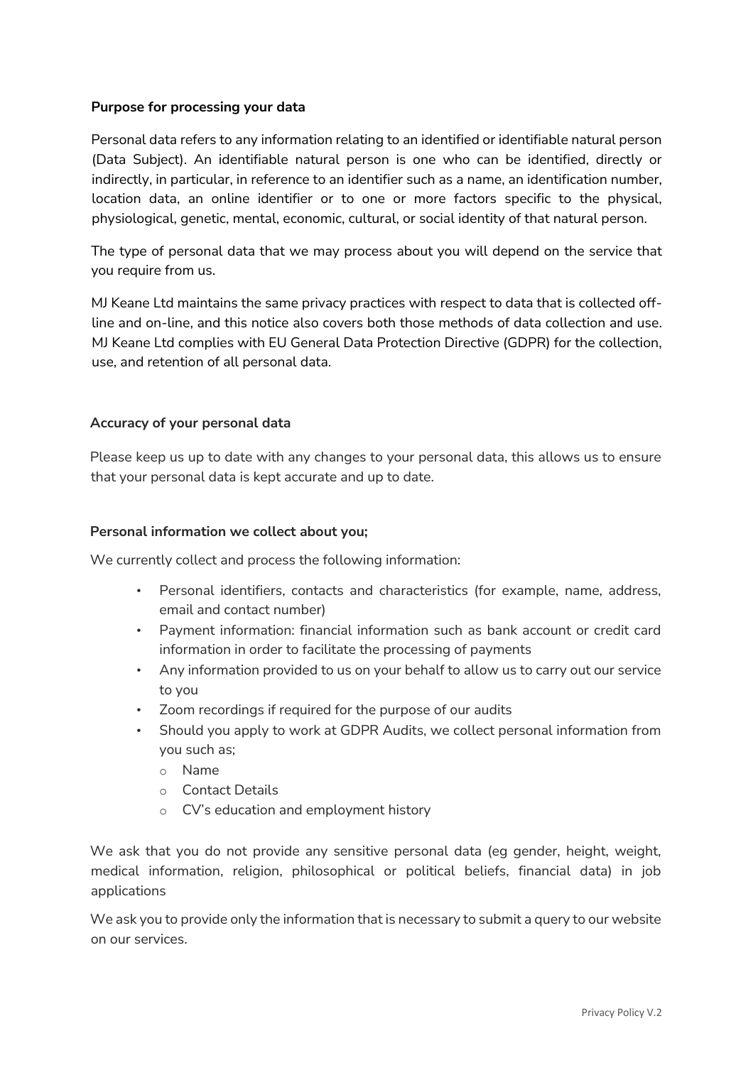**Purpose for processing your data**

Personal data refers to any information relating to an identified or identifiable natural person (Data Subject). An identifiable natural person is one who can be identified, directly or indirectly, in particular, in reference to an identifier such as a name, an identification number, location data, an online identifier or to one or more factors specific to the physical, physiological, genetic, mental, economic, cultural, or social identity of that natural person.

The type of personal data that we may process about you will depend on the service that you require from us.

MJ Keane Ltd maintains the same privacy practices with respect to data that is collected off-line and on-line, and this notice also covers both those methods of data collection and use. MJ Keane Ltd complies with EU General Data Protection Directive (GDPR) for the collection, use, and retention of all personal data.

**Accuracy of your personal data**

Please keep us up to date with any changes to your personal data, this allows us to ensure that your personal data is kept accurate and up to date.

**Personal information we collect about you;**

We currently collect and process the following information:

- Personal identifiers, contacts and characteristics (for example, name, address, email and contact number)
- Payment information: financial information such as bank account or credit card information in order to facilitate the processing of payments
- Any information provided to us on your behalf to allow us to carry out our service to you
- Zoom recordings if required for the purpose of our audits
- Should you apply to work at GDPR Audits, we collect personal information from you such as;
    - Name
    - Contact Details
    - CV's education and employment history

We ask that you do not provide any sensitive personal data (eg gender, height, weight, medical information, religion, philosophical or political beliefs, financial data) in job applications

We ask you to provide only the information that is necessary to submit a query to our website on our services.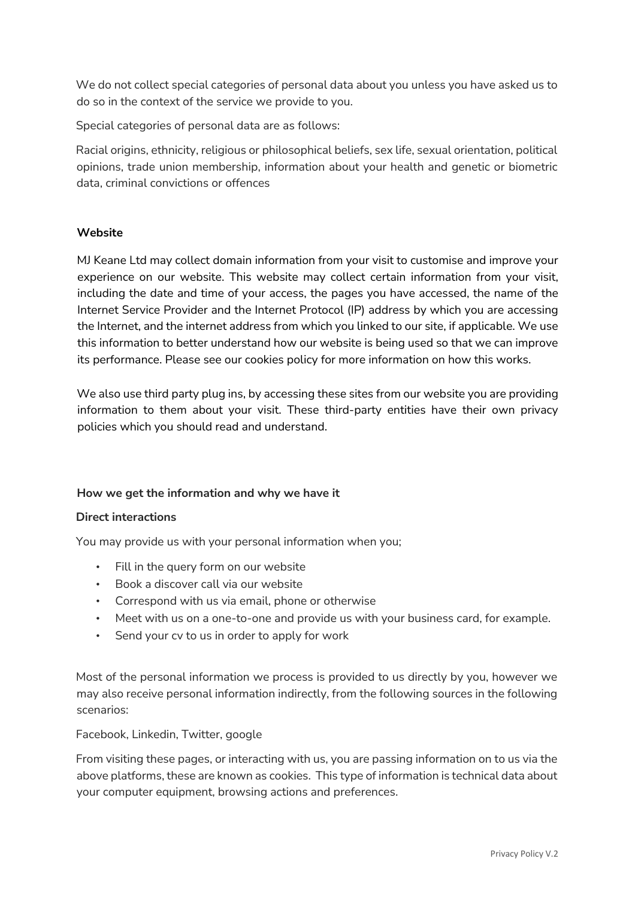We do not collect special categories of personal data about you unless you have asked us to do so in the context of the service we provide to you.

Special categories of personal data are as follows:

Racial origins, ethnicity, religious or philosophical beliefs, sex life, sexual orientation, political opinions, trade union membership, information about your health and genetic or biometric data, criminal convictions or offences

**Website**

MJ Keane Ltd may collect domain information from your visit to customise and improve your experience on our website. This website may collect certain information from your visit, including the date and time of your access, the pages you have accessed, the name of the Internet Service Provider and the Internet Protocol (IP) address by which you are accessing the Internet, and the internet address from which you linked to our site, if applicable. We use this information to better understand how our website is being used so that we can improve its performance. Please see our cookies policy for more information on how this works.

We also use third party plug ins, by accessing these sites from our website you are providing information to them about your visit. These third-party entities have their own privacy policies which you should read and understand.

**How we get the information and why we have it**

**Direct interactions**

You may provide us with your personal information when you;

- Fill in the query form on our website
- Book a discover call via our website
- Correspond with us via email, phone or otherwise
- Meet with us on a one-to-one and provide us with your business card, for example.
- Send your cv to us in order to apply for work

Most of the personal information we process is provided to us directly by you, however we may also receive personal information indirectly, from the following sources in the following scenarios:

Facebook, Linkedin, Twitter, google

From visiting these pages, or interacting with us, you are passing information on to us via the above platforms, these are known as cookies. This type of information is technical data about your computer equipment, browsing actions and preferences.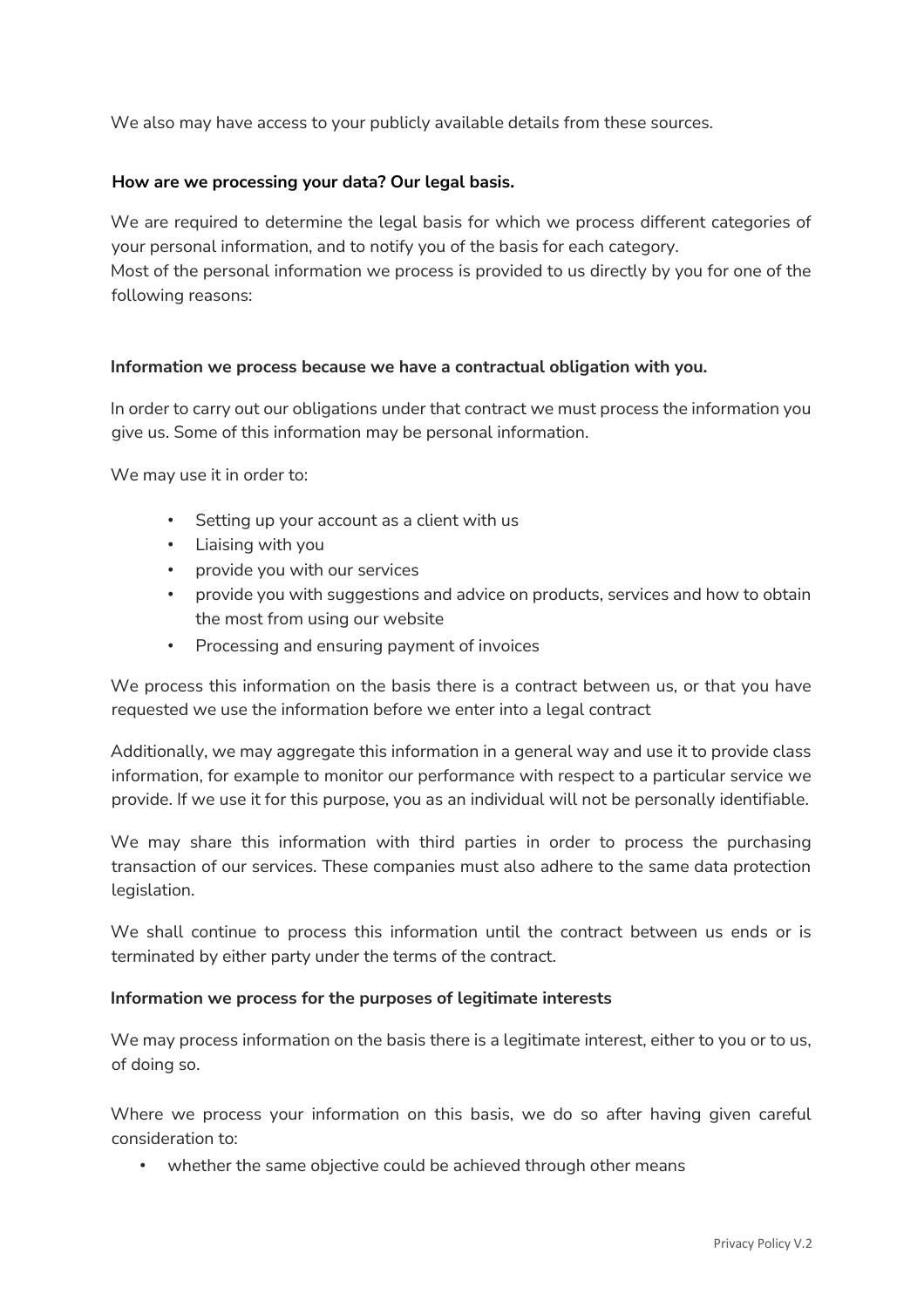We also may have access to your publicly available details from these sources.

**How are we processing your data? Our legal basis.**

We are required to determine the legal basis for which we process different categories of your personal information, and to notify you of the basis for each category.
Most of the personal information we process is provided to us directly by you for one of the following reasons:

**Information we process because we have a contractual obligation with you.**

In order to carry out our obligations under that contract we must process the information you give us. Some of this information may be personal information.

We may use it in order to:

- Setting up your account as a client with us
- Liaising with you
- provide you with our services
- provide you with suggestions and advice on products, services and how to obtain the most from using our website
- Processing and ensuring payment of invoices

We process this information on the basis there is a contract between us, or that you have requested we use the information before we enter into a legal contract

Additionally, we may aggregate this information in a general way and use it to provide class information, for example to monitor our performance with respect to a particular service we provide. If we use it for this purpose, you as an individual will not be personally identifiable.

We may share this information with third parties in order to process the purchasing transaction of our services. These companies must also adhere to the same data protection legislation.

We shall continue to process this information until the contract between us ends or is terminated by either party under the terms of the contract.

**Information we process for the purposes of legitimate interests**

We may process information on the basis there is a legitimate interest, either to you or to us, of doing so.

Where we process your information on this basis, we do so after having given careful consideration to:

- whether the same objective could be achieved through other means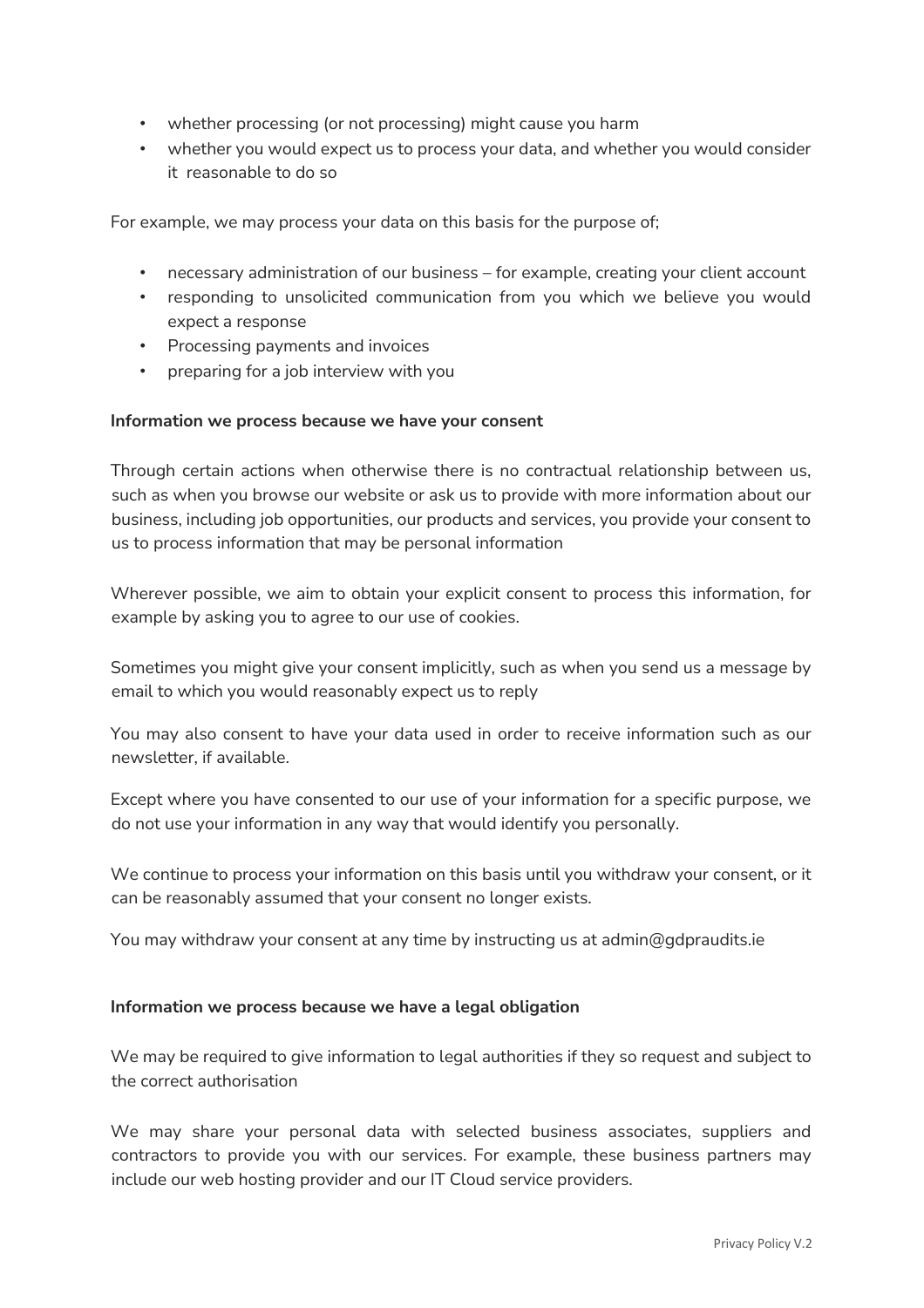- whether processing (or not processing) might cause you harm
- whether you would expect us to process your data, and whether you would consider it reasonable to do so

For example, we may process your data on this basis for the purpose of;

- necessary administration of our business – for example, creating your client account
- responding to unsolicited communication from you which we believe you would expect a response
- Processing payments and invoices
- preparing for a job interview with you

**Information we process because we have your consent**

Through certain actions when otherwise there is no contractual relationship between us, such as when you browse our website or ask us to provide with more information about our business, including job opportunities, our products and services, you provide your consent to us to process information that may be personal information

Wherever possible, we aim to obtain your explicit consent to process this information, for example by asking you to agree to our use of cookies.

Sometimes you might give your consent implicitly, such as when you send us a message by email to which you would reasonably expect us to reply

You may also consent to have your data used in order to receive information such as our newsletter, if available.

Except where you have consented to our use of your information for a specific purpose, we do not use your information in any way that would identify you personally.

We continue to process your information on this basis until you withdraw your consent, or it can be reasonably assumed that your consent no longer exists.

You may withdraw your consent at any time by instructing us at admin@gdpraudits.ie

**Information we process because we have a legal obligation**

We may be required to give information to legal authorities if they so request and subject to the correct authorisation

We may share your personal data with selected business associates, suppliers and contractors to provide you with our services. For example, these business partners may include our web hosting provider and our IT Cloud service providers.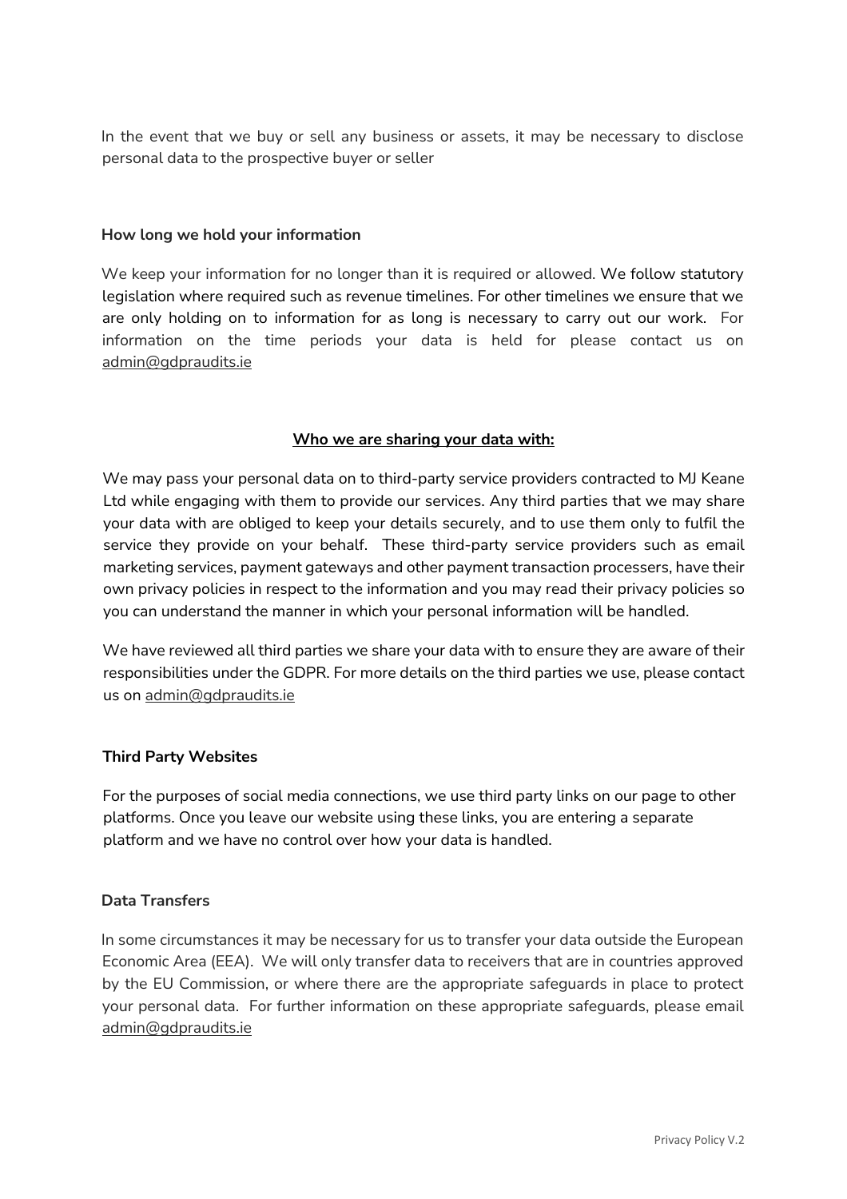In the event that we buy or sell any business or assets, it may be necessary to disclose personal data to the prospective buyer or seller

**How long we hold your information**

We keep your information for no longer than it is required or allowed. We follow statutory legislation where required such as revenue timelines. For other timelines we ensure that we are only holding on to information for as long is necessary to carry out our work. For information on the time periods your data is held for please contact us on admin@gdpraudits.ie

**Who we are sharing your data with:**

We may pass your personal data on to third-party service providers contracted to MJ Keane Ltd while engaging with them to provide our services. Any third parties that we may share your data with are obliged to keep your details securely, and to use them only to fulfil the service they provide on your behalf. These third-party service providers such as email marketing services, payment gateways and other payment transaction processers, have their own privacy policies in respect to the information and you may read their privacy policies so you can understand the manner in which your personal information will be handled.

We have reviewed all third parties we share your data with to ensure they are aware of their responsibilities under the GDPR. For more details on the third parties we use, please contact us on admin@gdpraudits.ie

**Third Party Websites**

For the purposes of social media connections, we use third party links on our page to other platforms. Once you leave our website using these links, you are entering a separate platform and we have no control over how your data is handled.

**Data Transfers**

In some circumstances it may be necessary for us to transfer your data outside the European Economic Area (EEA). We will only transfer data to receivers that are in countries approved by the EU Commission, or where there are the appropriate safeguards in place to protect your personal data. For further information on these appropriate safeguards, please email admin@gdpraudits.ie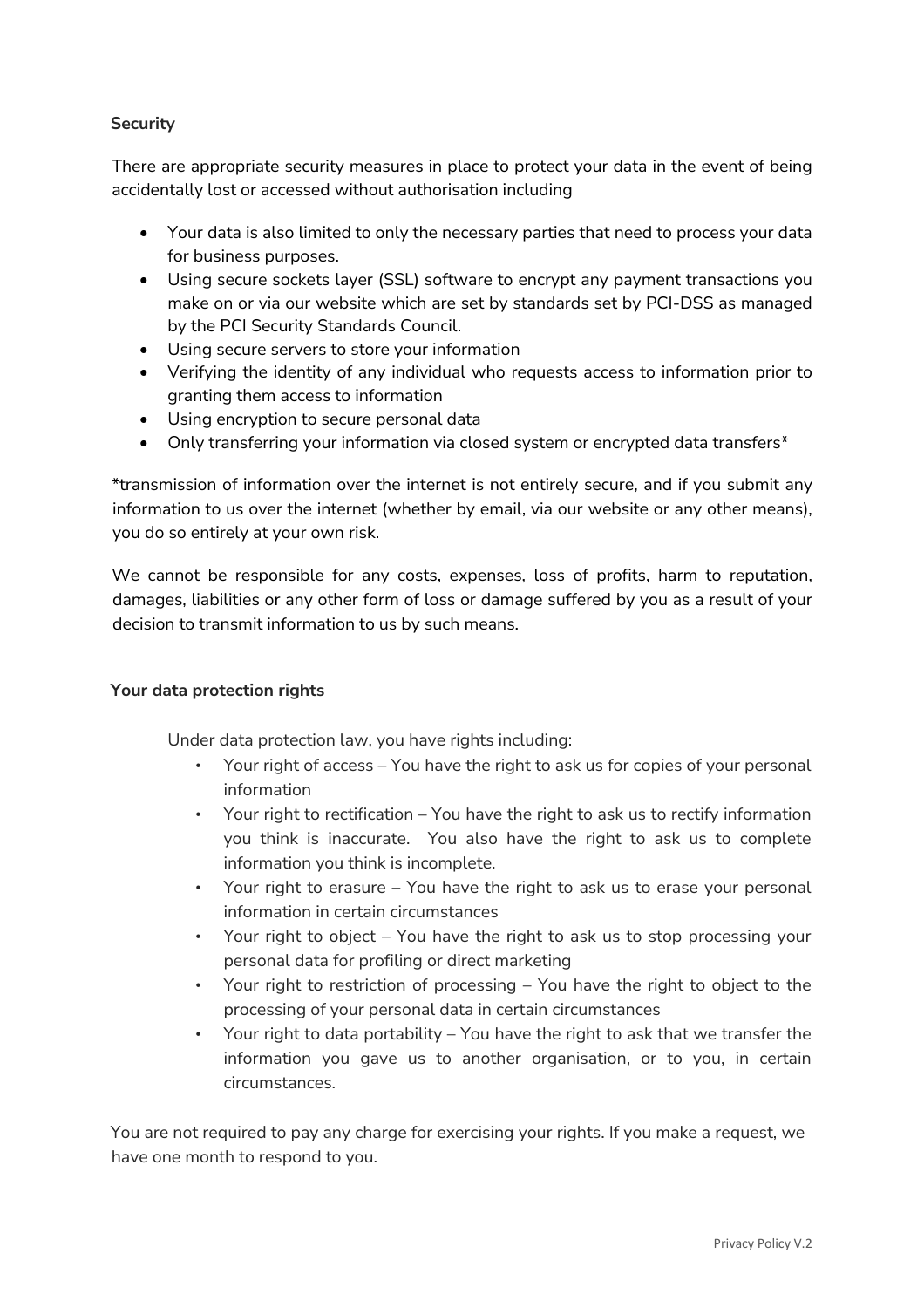**Security**

There are appropriate security measures in place to protect your data in the event of being accidentally lost or accessed without authorisation including

- Your data is also limited to only the necessary parties that need to process your data for business purposes.
- Using secure sockets layer (SSL) software to encrypt any payment transactions you make on or via our website which are set by standards set by PCI-DSS as managed by the PCI Security Standards Council.
- Using secure servers to store your information
- Verifying the identity of any individual who requests access to information prior to granting them access to information
- Using encryption to secure personal data
- Only transferring your information via closed system or encrypted data transfers*

*transmission of information over the internet is not entirely secure, and if you submit any information to us over the internet (whether by email, via our website or any other means), you do so entirely at your own risk.

We cannot be responsible for any costs, expenses, loss of profits, harm to reputation, damages, liabilities or any other form of loss or damage suffered by you as a result of your decision to transmit information to us by such means.

**Your data protection rights**

Under data protection law, you have rights including:

- Your right of access – You have the right to ask us for copies of your personal information
- Your right to rectification – You have the right to ask us to rectify information you think is inaccurate. You also have the right to ask us to complete information you think is incomplete.
- Your right to erasure – You have the right to ask us to erase your personal information in certain circumstances
- Your right to object – You have the right to ask us to stop processing your personal data for profiling or direct marketing
- Your right to restriction of processing – You have the right to object to the processing of your personal data in certain circumstances
- Your right to data portability – You have the right to ask that we transfer the information you gave us to another organisation, or to you, in certain circumstances.

You are not required to pay any charge for exercising your rights. If you make a request, we have one month to respond to you.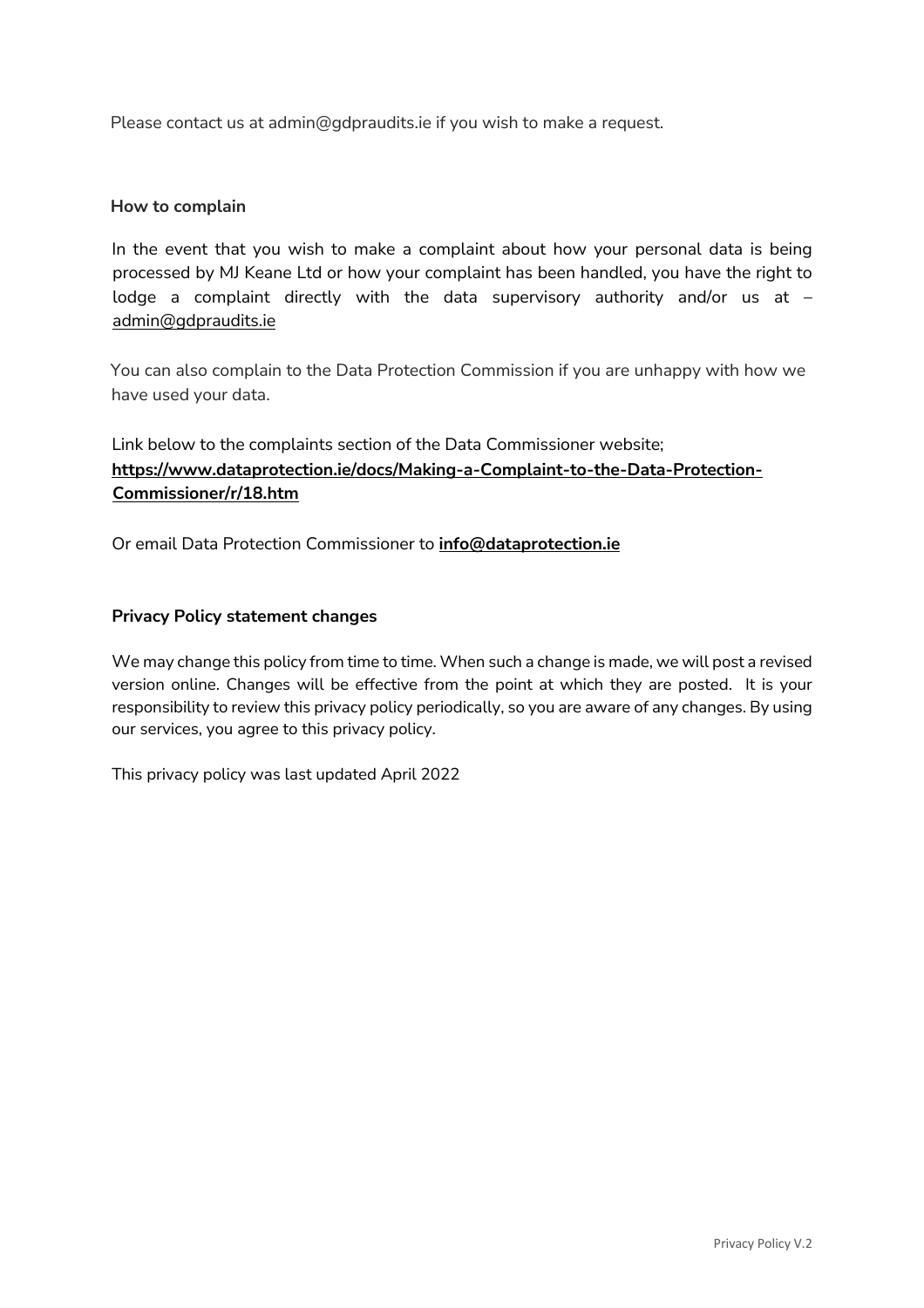Please contact us at admin@gdpraudits.ie if you wish to make a request.

### How to complain

In the event that you wish to make a complaint about how your personal data is being processed by MJ Keane Ltd or how your complaint has been handled, you have the right to lodge a complaint directly with the data supervisory authority and/or us at – admin@gdpraudits.ie

You can also complain to the Data Protection Commission if you are unhappy with how we have used your data.

Link below to the complaints section of the Data Commissioner website; **https://www.dataprotection.ie/docs/Making-a-Complaint-to-the-Data-Protection-Commissioner/r/18.htm**

Or email Data Protection Commissioner to **info@dataprotection.ie**

### Privacy Policy statement changes

We may change this policy from time to time. When such a change is made, we will post a revised version online. Changes will be effective from the point at which they are posted. It is your responsibility to review this privacy policy periodically, so you are aware of any changes. By using our services, you agree to this privacy policy.

This privacy policy was last updated April 2022